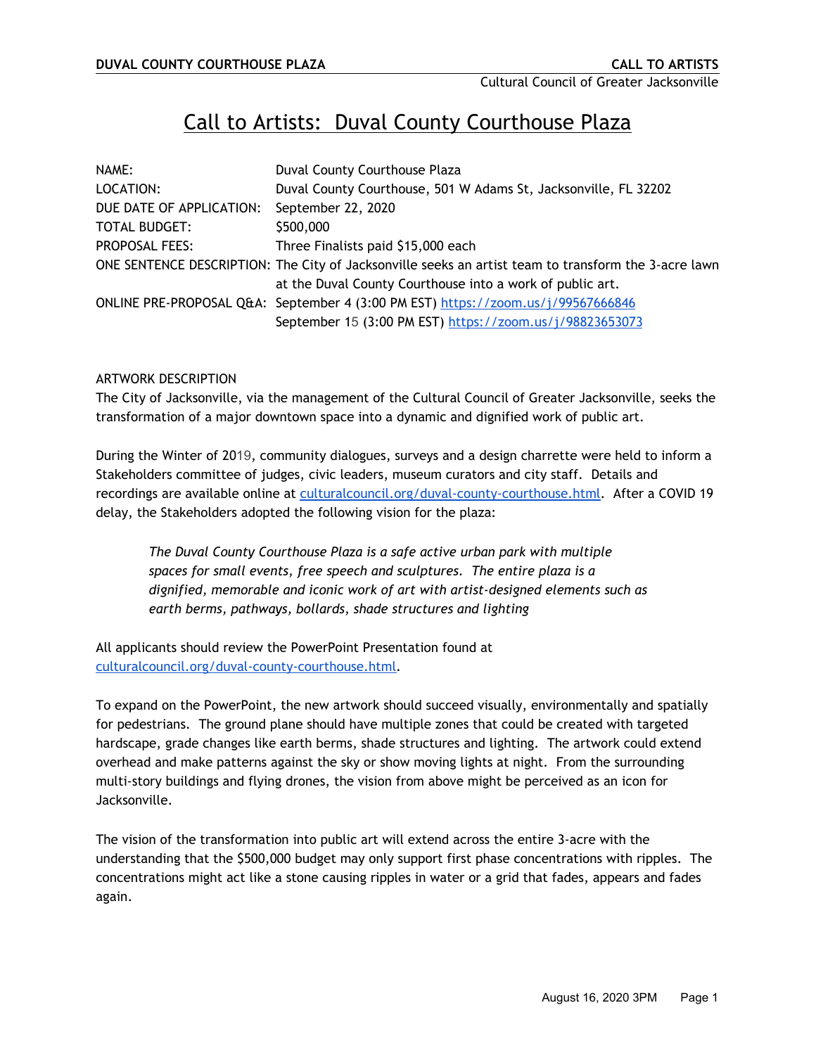# Call to Artists: Duval County Courthouse Plaza

| | |
|---|---|
| NAME: | Duval County Courthouse Plaza |
| LOCATION: | Duval County Courthouse, 501 W Adams St, Jacksonville, FL 32202 |
| DUE DATE OF APPLICATION: | September 22, 2020 |
| TOTAL BUDGET: | $500,000 |
| PROPOSAL FEES: | Three Finalists paid $15,000 each |
| ONE SENTENCE DESCRIPTION: | The City of Jacksonville seeks an artist team to transform the 3-acre lawn at the Duval County Courthouse into a work of public art. |
| ONLINE PRE-PROPOSAL Q&A: | September 4 (3:00 PM EST) https://zoom.us/j/99567666846<br>September 15 (3:00 PM EST) https://zoom.us/j/98823653073 |

ARTWORK DESCRIPTION

The City of Jacksonville, via the management of the Cultural Council of Greater Jacksonville, seeks the transformation of a major downtown space into a dynamic and dignified work of public art.

During the Winter of 2019, community dialogues, surveys and a design charrette were held to inform a Stakeholders committee of judges, civic leaders, museum curators and city staff. Details and recordings are available online at culturalcouncil.org/duval-county-courthouse.html. After a COVID 19 delay, the Stakeholders adopted the following vision for the plaza:

> *The Duval County Courthouse Plaza is a safe active urban park with multiple spaces for small events, free speech and sculptures. The entire plaza is a dignified, memorable and iconic work of art with artist-designed elements such as earth berms, pathways, bollards, shade structures and lighting*

All applicants should review the PowerPoint Presentation found at culturalcouncil.org/duval-county-courthouse.html.

To expand on the PowerPoint, the new artwork should succeed visually, environmentally and spatially for pedestrians. The ground plane should have multiple zones that could be created with targeted hardscape, grade changes like earth berms, shade structures and lighting. The artwork could extend overhead and make patterns against the sky or show moving lights at night. From the surrounding multi-story buildings and flying drones, the vision from above might be perceived as an icon for Jacksonville.

The vision of the transformation into public art will extend across the entire 3-acre with the understanding that the $500,000 budget may only support first phase concentrations with ripples. The concentrations might act like a stone causing ripples in water or a grid that fades, appears and fades again.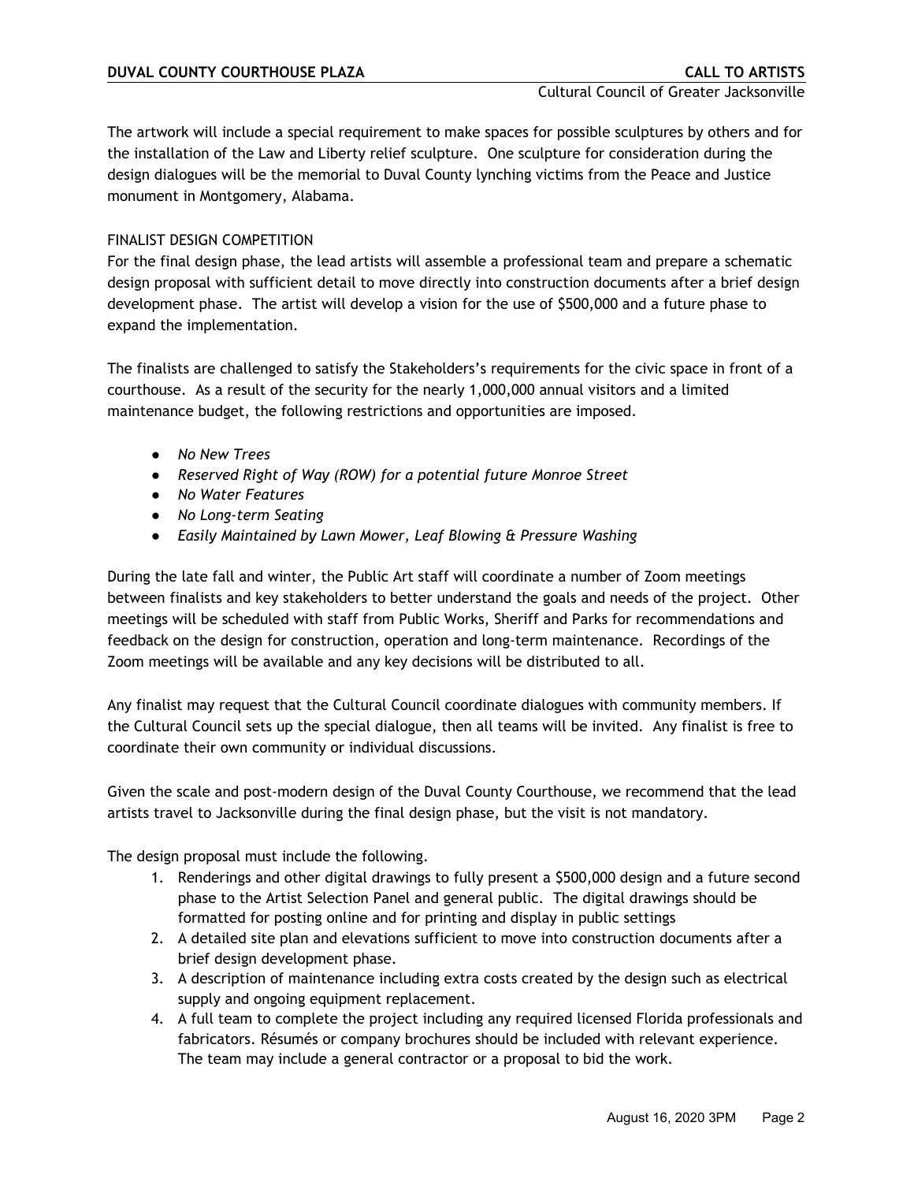The artwork will include a special requirement to make spaces for possible sculptures by others and for the installation of the Law and Liberty relief sculpture. One sculpture for consideration during the design dialogues will be the memorial to Duval County lynching victims from the Peace and Justice monument in Montgomery, Alabama.

## FINALIST DESIGN COMPETITION

For the final design phase, the lead artists will assemble a professional team and prepare a schematic design proposal with sufficient detail to move directly into construction documents after a brief design development phase. The artist will develop a vision for the use of $500,000 and a future phase to expand the implementation.

The finalists are challenged to satisfy the Stakeholders's requirements for the civic space in front of a courthouse. As a result of the security for the nearly 1,000,000 annual visitors and a limited maintenance budget, the following restrictions and opportunities are imposed.

- *No New Trees*
- *Reserved Right of Way (ROW) for a potential future Monroe Street*
- *No Water Features*
- *No Long-term Seating*
- *Easily Maintained by Lawn Mower, Leaf Blowing & Pressure Washing*

During the late fall and winter, the Public Art staff will coordinate a number of Zoom meetings between finalists and key stakeholders to better understand the goals and needs of the project. Other meetings will be scheduled with staff from Public Works, Sheriff and Parks for recommendations and feedback on the design for construction, operation and long-term maintenance. Recordings of the Zoom meetings will be available and any key decisions will be distributed to all.

Any finalist may request that the Cultural Council coordinate dialogues with community members. If the Cultural Council sets up the special dialogue, then all teams will be invited. Any finalist is free to coordinate their own community or individual discussions.

Given the scale and post-modern design of the Duval County Courthouse, we recommend that the lead artists travel to Jacksonville during the final design phase, but the visit is not mandatory.

The design proposal must include the following.

1. Renderings and other digital drawings to fully present a $500,000 design and a future second phase to the Artist Selection Panel and general public. The digital drawings should be formatted for posting online and for printing and display in public settings
2. A detailed site plan and elevations sufficient to move into construction documents after a brief design development phase.
3. A description of maintenance including extra costs created by the design such as electrical supply and ongoing equipment replacement.
4. A full team to complete the project including any required licensed Florida professionals and fabricators. Résumés or company brochures should be included with relevant experience. The team may include a general contractor or a proposal to bid the work.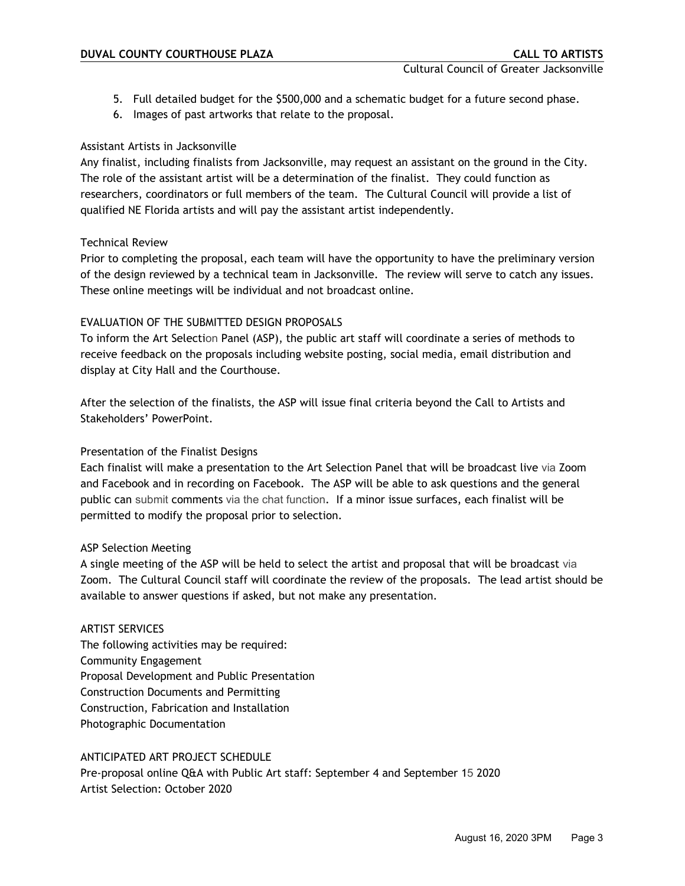5. Full detailed budget for the $500,000 and a schematic budget for a future second phase.
6. Images of past artworks that relate to the proposal.

Assistant Artists in Jacksonville

Any finalist, including finalists from Jacksonville, may request an assistant on the ground in the City. The role of the assistant artist will be a determination of the finalist. They could function as researchers, coordinators or full members of the team. The Cultural Council will provide a list of qualified NE Florida artists and will pay the assistant artist independently.

Technical Review

Prior to completing the proposal, each team will have the opportunity to have the preliminary version of the design reviewed by a technical team in Jacksonville. The review will serve to catch any issues. These online meetings will be individual and not broadcast online.

## EVALUATION OF THE SUBMITTED DESIGN PROPOSALS

To inform the Art Selection Panel (ASP), the public art staff will coordinate a series of methods to receive feedback on the proposals including website posting, social media, email distribution and display at City Hall and the Courthouse.

After the selection of the finalists, the ASP will issue final criteria beyond the Call to Artists and Stakeholders' PowerPoint.

Presentation of the Finalist Designs

Each finalist will make a presentation to the Art Selection Panel that will be broadcast live via Zoom and Facebook and in recording on Facebook. The ASP will be able to ask questions and the general public can submit comments via the chat function. If a minor issue surfaces, each finalist will be permitted to modify the proposal prior to selection.

ASP Selection Meeting

A single meeting of the ASP will be held to select the artist and proposal that will be broadcast via Zoom. The Cultural Council staff will coordinate the review of the proposals. The lead artist should be available to answer questions if asked, but not make any presentation.

## ARTIST SERVICES

The following activities may be required:
Community Engagement
Proposal Development and Public Presentation
Construction Documents and Permitting
Construction, Fabrication and Installation
Photographic Documentation

## ANTICIPATED ART PROJECT SCHEDULE

Pre-proposal online Q&A with Public Art staff: September 4 and September 15 2020
Artist Selection: October 2020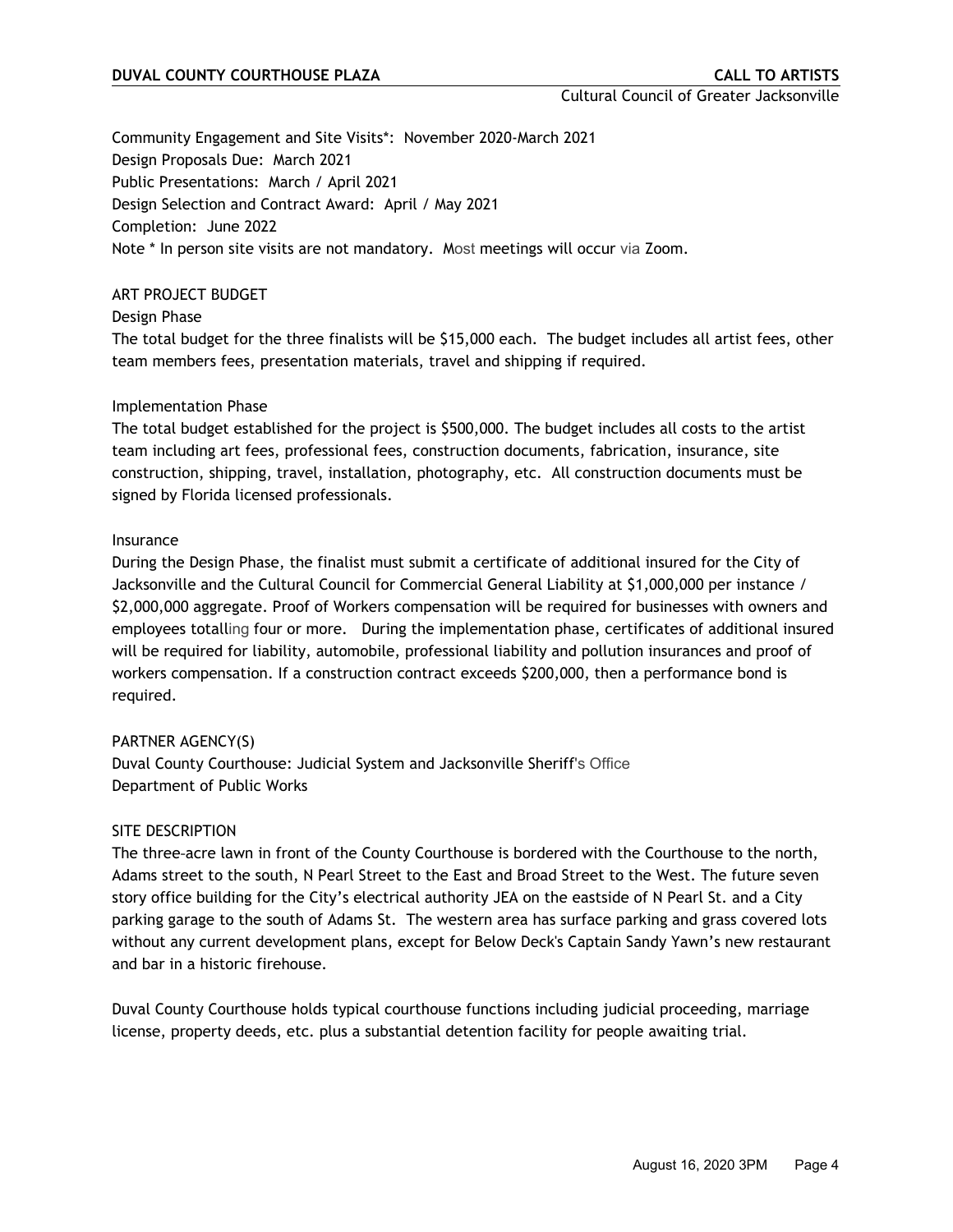Community Engagement and Site Visits*: November 2020-March 2021
Design Proposals Due: March 2021
Public Presentations: March / April 2021
Design Selection and Contract Award: April / May 2021
Completion: June 2022
Note * In person site visits are not mandatory. Most meetings will occur via Zoom.

## ART PROJECT BUDGET

### Design Phase

The total budget for the three finalists will be $15,000 each. The budget includes all artist fees, other team members fees, presentation materials, travel and shipping if required.

### Implementation Phase

The total budget established for the project is $500,000. The budget includes all costs to the artist team including art fees, professional fees, construction documents, fabrication, insurance, site construction, shipping, travel, installation, photography, etc. All construction documents must be signed by Florida licensed professionals.

### Insurance

During the Design Phase, the finalist must submit a certificate of additional insured for the City of Jacksonville and the Cultural Council for Commercial General Liability at $1,000,000 per instance / $2,000,000 aggregate. Proof of Workers compensation will be required for businesses with owners and employees totalling four or more. During the implementation phase, certificates of additional insured will be required for liability, automobile, professional liability and pollution insurances and proof of workers compensation. If a construction contract exceeds $200,000, then a performance bond is required.

## PARTNER AGENCY(S)

Duval County Courthouse: Judicial System and Jacksonville Sheriff's Office
Department of Public Works

## SITE DESCRIPTION

The three-acre lawn in front of the County Courthouse is bordered with the Courthouse to the north, Adams street to the south, N Pearl Street to the East and Broad Street to the West. The future seven story office building for the City's electrical authority JEA on the eastside of N Pearl St. and a City parking garage to the south of Adams St. The western area has surface parking and grass covered lots without any current development plans, except for Below Deck's Captain Sandy Yawn's new restaurant and bar in a historic firehouse.

Duval County Courthouse holds typical courthouse functions including judicial proceeding, marriage license, property deeds, etc. plus a substantial detention facility for people awaiting trial.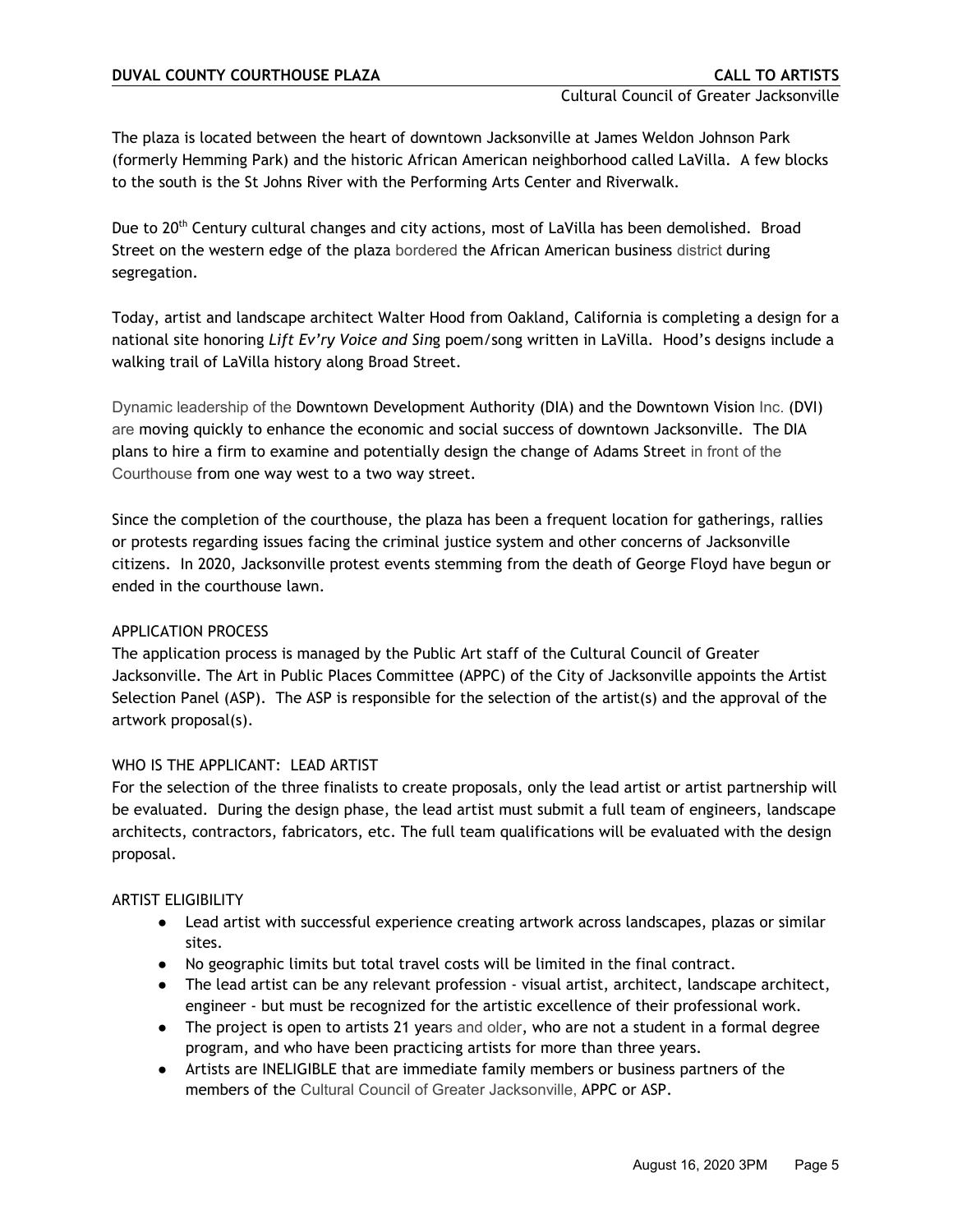The plaza is located between the heart of downtown Jacksonville at James Weldon Johnson Park (formerly Hemming Park) and the historic African American neighborhood called LaVilla. A few blocks to the south is the St Johns River with the Performing Arts Center and Riverwalk.

Due to 20th Century cultural changes and city actions, most of LaVilla has been demolished. Broad Street on the western edge of the plaza bordered the African American business district during segregation.

Today, artist and landscape architect Walter Hood from Oakland, California is completing a design for a national site honoring *Lift Ev'ry Voice and Sing* poem/song written in LaVilla. Hood's designs include a walking trail of LaVilla history along Broad Street.

Dynamic leadership of the Downtown Development Authority (DIA) and the Downtown Vision Inc. (DVI) are moving quickly to enhance the economic and social success of downtown Jacksonville. The DIA plans to hire a firm to examine and potentially design the change of Adams Street in front of the Courthouse from one way west to a two way street.

Since the completion of the courthouse, the plaza has been a frequent location for gatherings, rallies or protests regarding issues facing the criminal justice system and other concerns of Jacksonville citizens. In 2020, Jacksonville protest events stemming from the death of George Floyd have begun or ended in the courthouse lawn.

## APPLICATION PROCESS

The application process is managed by the Public Art staff of the Cultural Council of Greater Jacksonville. The Art in Public Places Committee (APPC) of the City of Jacksonville appoints the Artist Selection Panel (ASP). The ASP is responsible for the selection of the artist(s) and the approval of the artwork proposal(s).

## WHO IS THE APPLICANT: LEAD ARTIST

For the selection of the three finalists to create proposals, only the lead artist or artist partnership will be evaluated. During the design phase, the lead artist must submit a full team of engineers, landscape architects, contractors, fabricators, etc. The full team qualifications will be evaluated with the design proposal.

## ARTIST ELIGIBILITY

- Lead artist with successful experience creating artwork across landscapes, plazas or similar sites.
- No geographic limits but total travel costs will be limited in the final contract.
- The lead artist can be any relevant profession - visual artist, architect, landscape architect, engineer - but must be recognized for the artistic excellence of their professional work.
- The project is open to artists 21 years and older, who are not a student in a formal degree program, and who have been practicing artists for more than three years.
- Artists are INELIGIBLE that are immediate family members or business partners of the members of the Cultural Council of Greater Jacksonville, APPC or ASP.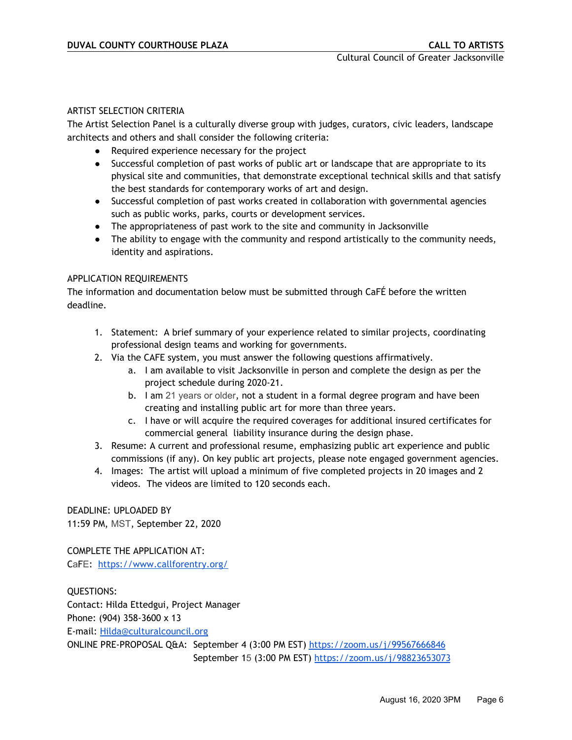ARTIST SELECTION CRITERIA

The Artist Selection Panel is a culturally diverse group with judges, curators, civic leaders, landscape architects and others and shall consider the following criteria:

- Required experience necessary for the project
- Successful completion of past works of public art or landscape that are appropriate to its physical site and communities, that demonstrate exceptional technical skills and that satisfy the best standards for contemporary works of art and design.
- Successful completion of past works created in collaboration with governmental agencies such as public works, parks, courts or development services.
- The appropriateness of past work to the site and community in Jacksonville
- The ability to engage with the community and respond artistically to the community needs, identity and aspirations.

APPLICATION REQUIREMENTS

The information and documentation below must be submitted through CaFÉ before the written deadline.

1. Statement: A brief summary of your experience related to similar projects, coordinating professional design teams and working for governments.
2. Via the CAFE system, you must answer the following questions affirmatively.
   a. I am available to visit Jacksonville in person and complete the design as per the project schedule during 2020-21.
   b. I am 21 years or older, not a student in a formal degree program and have been creating and installing public art for more than three years.
   c. I have or will acquire the required coverages for additional insured certificates for commercial general liability insurance during the design phase.
3. Resume: A current and professional resume, emphasizing public art experience and public commissions (if any). On key public art projects, please note engaged government agencies.
4. Images: The artist will upload a minimum of five completed projects in 20 images and 2 videos. The videos are limited to 120 seconds each.

DEADLINE: UPLOADED BY
11:59 PM, MST, September 22, 2020

COMPLETE THE APPLICATION AT:
CaFE: https://www.callforentry.org/

QUESTIONS:
Contact: Hilda Ettedgui, Project Manager
Phone: (904) 358-3600 x 13
E-mail: Hilda@culturalcouncil.org
ONLINE PRE-PROPOSAL Q&A: September 4 (3:00 PM EST) https://zoom.us/j/99567666846
September 15 (3:00 PM EST) https://zoom.us/j/98823653073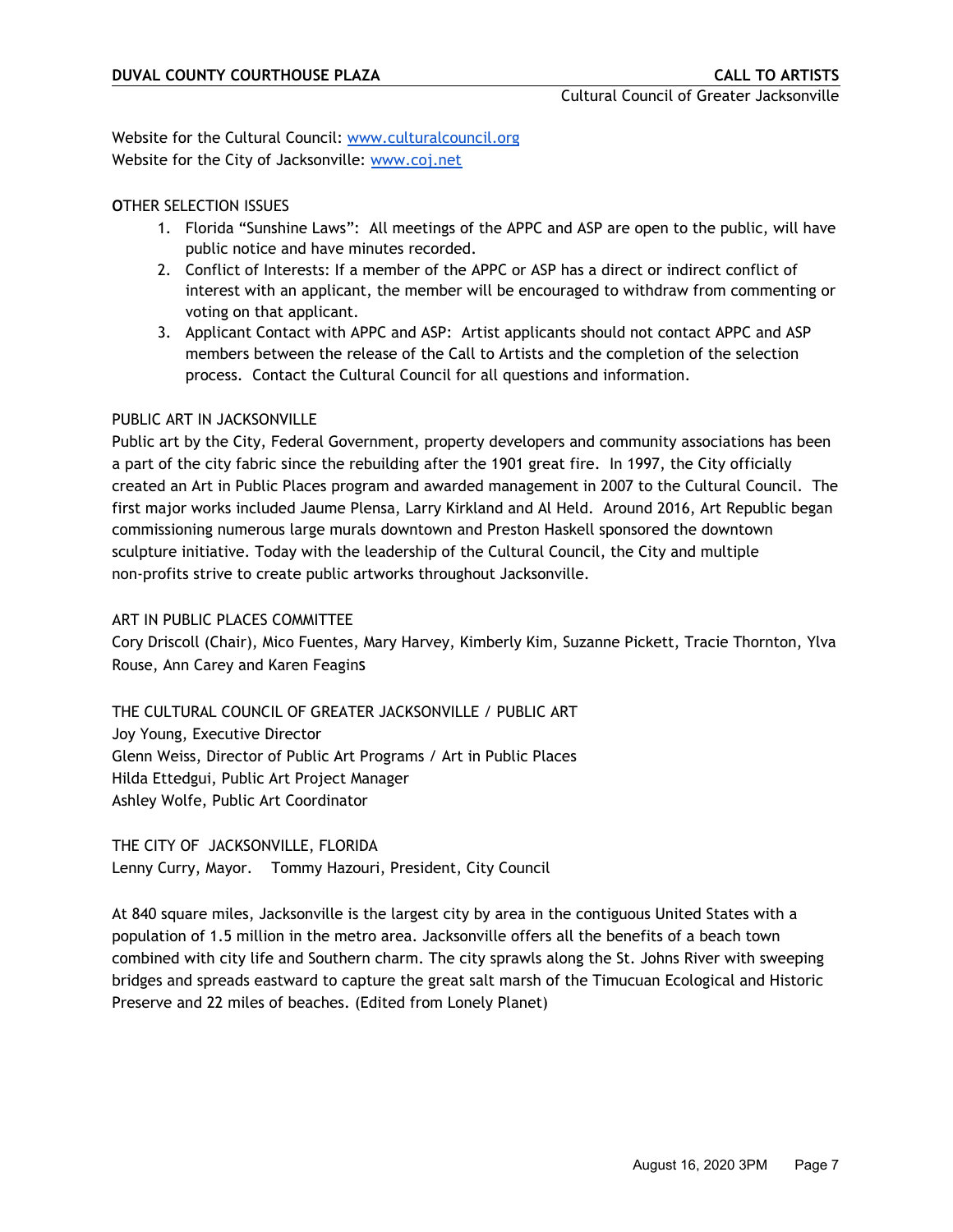Website for the Cultural Council: [www.culturalcouncil.org](http://www.culturalcouncil.org)
Website for the City of Jacksonville: [www.coj.net](http://www.coj.net)

## OTHER SELECTION ISSUES

1. Florida "Sunshine Laws": All meetings of the APPC and ASP are open to the public, will have public notice and have minutes recorded.
2. Conflict of Interests: If a member of the APPC or ASP has a direct or indirect conflict of interest with an applicant, the member will be encouraged to withdraw from commenting or voting on that applicant.
3. Applicant Contact with APPC and ASP: Artist applicants should not contact APPC and ASP members between the release of the Call to Artists and the completion of the selection process. Contact the Cultural Council for all questions and information.

## PUBLIC ART IN JACKSONVILLE

Public art by the City, Federal Government, property developers and community associations has been a part of the city fabric since the rebuilding after the 1901 great fire. In 1997, the City officially created an Art in Public Places program and awarded management in 2007 to the Cultural Council. The first major works included Jaume Plensa, Larry Kirkland and Al Held. Around 2016, Art Republic began commissioning numerous large murals downtown and Preston Haskell sponsored the downtown sculpture initiative. Today with the leadership of the Cultural Council, the City and multiple non-profits strive to create public artworks throughout Jacksonville.

## ART IN PUBLIC PLACES COMMITTEE

Cory Driscoll (Chair), Mico Fuentes, Mary Harvey, Kimberly Kim, Suzanne Pickett, Tracie Thornton, Ylva Rouse, Ann Carey and Karen Feagins

## THE CULTURAL COUNCIL OF GREATER JACKSONVILLE / PUBLIC ART

Joy Young, Executive Director
Glenn Weiss, Director of Public Art Programs / Art in Public Places
Hilda Ettedgui, Public Art Project Manager
Ashley Wolfe, Public Art Coordinator

## THE CITY OF JACKSONVILLE, FLORIDA

Lenny Curry, Mayor. Tommy Hazouri, President, City Council

At 840 square miles, Jacksonville is the largest city by area in the contiguous United States with a population of 1.5 million in the metro area. Jacksonville offers all the benefits of a beach town combined with city life and Southern charm. The city sprawls along the St. Johns River with sweeping bridges and spreads eastward to capture the great salt marsh of the Timucuan Ecological and Historic Preserve and 22 miles of beaches. (Edited from Lonely Planet)